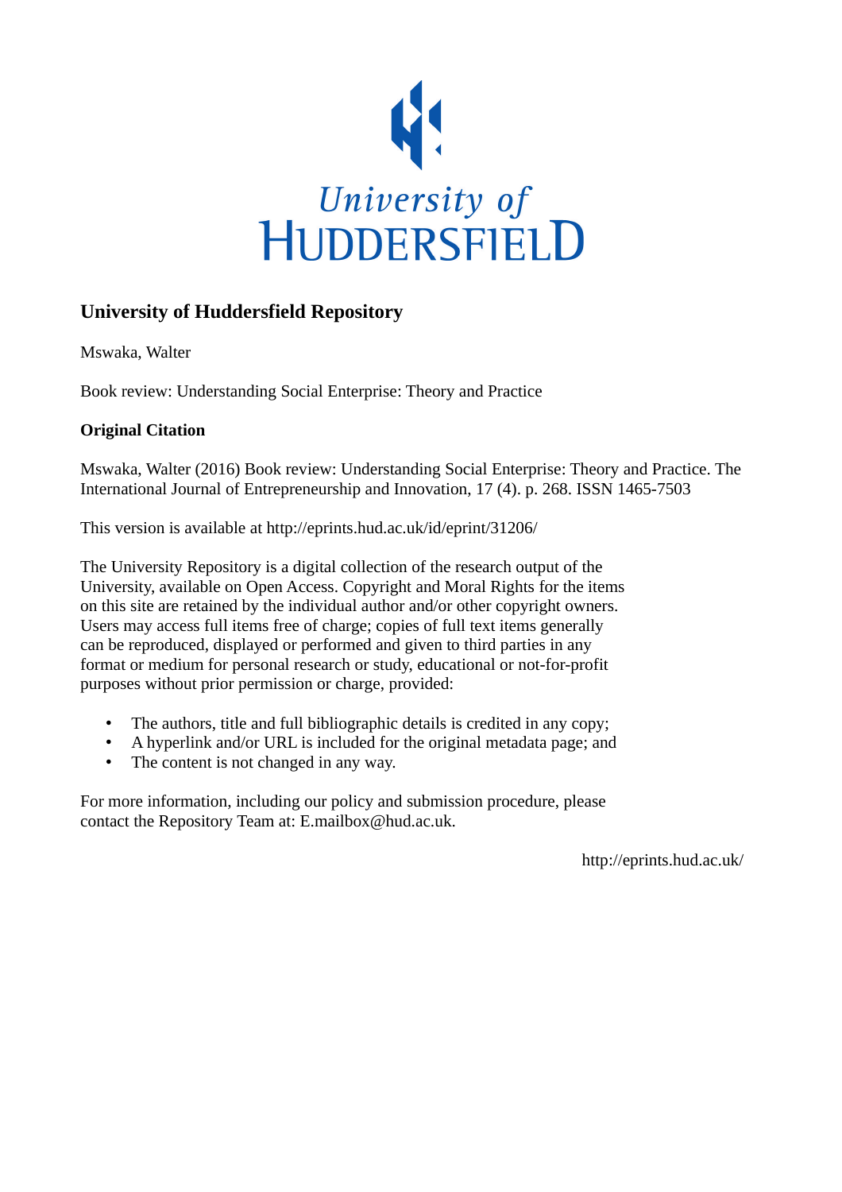# University of Huddersfield Repository

Mswaka, Walter

Book review: Understanding Social Enterprise: Theory and Practice

## Original Citation

Mswaka, Walter (2016) Book review: Understanding Social Enterprise: Theory and Practice. The International Journal of Entrepreneurship and Innovation, 17 (4). p. 268. ISSN 1465-7503

This version is available at http://eprints.hud.ac.uk/id/eprint/31206/

The University Repository is a digital collection of the research output of the University, available on Open Access. Copyright and Moral Rights for the items on this site are retained by the individual author and/or other copyright owners. Users may access full items free of charge; copies of full text items generally can be reproduced, displayed or performed and given to third parties in any format or medium for personal research or study, educational or not-for-profit purposes without prior permission or charge, provided:

- The authors, title and full bibliographic details is credited in any copy;
- A hyperlink and/or URL is included for the original metadata page; and
- The content is not changed in any way.

For more information, including our policy and submission procedure, please contact the Repository Team at: E.mailbox@hud.ac.uk.

http://eprints.hud.ac.uk/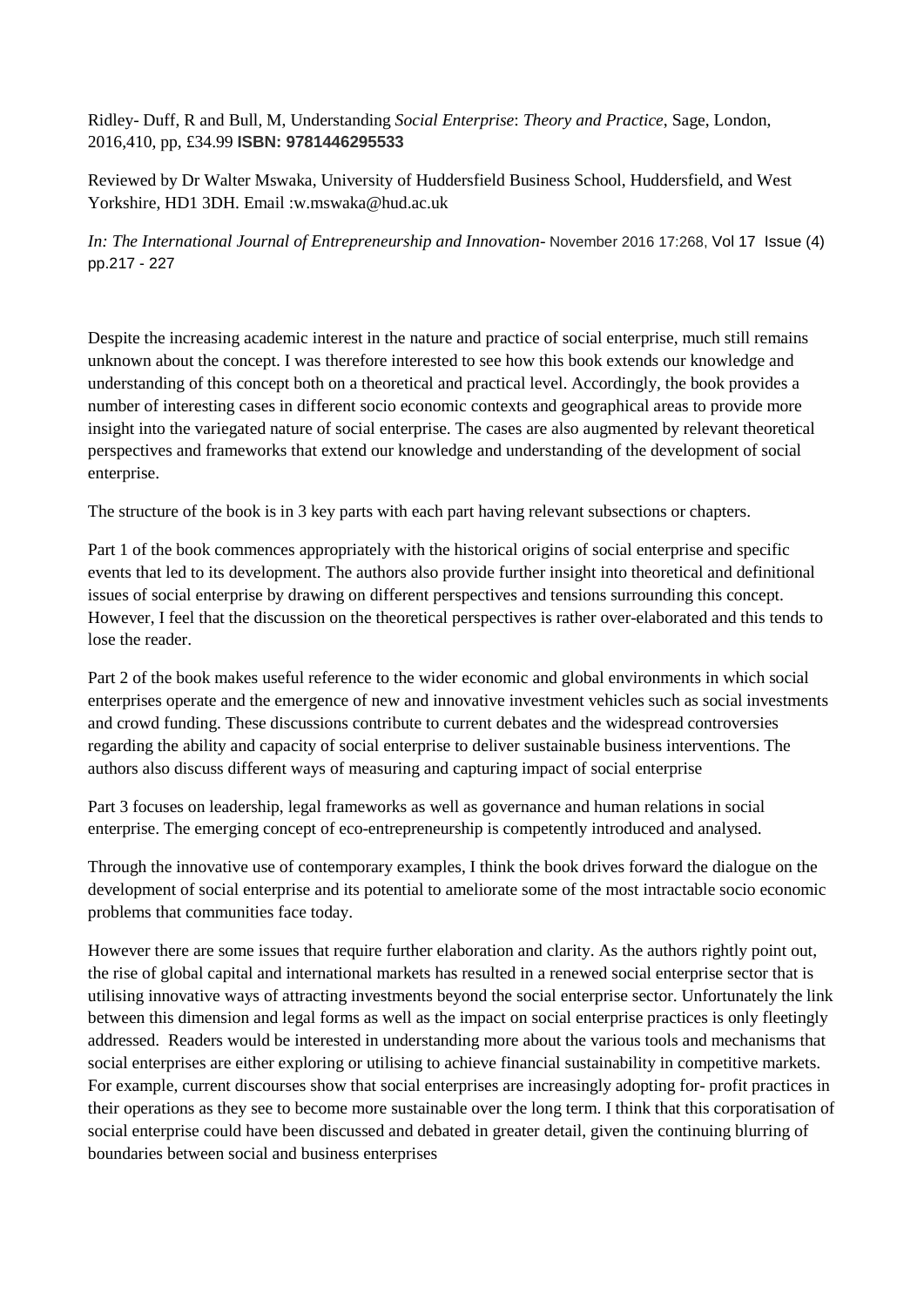Ridley- Duff, R and Bull, M, Understanding *Social Enterprise*: *Theory and Practice*, Sage, London, 2016,410, pp, £34.99 **ISBN: 9781446295533**

Reviewed by Dr Walter Mswaka, University of Huddersfield Business School, Huddersfield, and West Yorkshire, HD1 3DH. Email :w.mswaka@hud.ac.uk

*In: The International Journal of Entrepreneurship and Innovation*- November 2016 17:268, Vol 17 Issue (4) pp.217 - 227

Despite the increasing academic interest in the nature and practice of social enterprise, much still remains unknown about the concept. I was therefore interested to see how this book extends our knowledge and understanding of this concept both on a theoretical and practical level. Accordingly, the book provides a number of interesting cases in different socio economic contexts and geographical areas to provide more insight into the variegated nature of social enterprise. The cases are also augmented by relevant theoretical perspectives and frameworks that extend our knowledge and understanding of the development of social enterprise.

The structure of the book is in 3 key parts with each part having relevant subsections or chapters.

Part 1 of the book commences appropriately with the historical origins of social enterprise and specific events that led to its development. The authors also provide further insight into theoretical and definitional issues of social enterprise by drawing on different perspectives and tensions surrounding this concept. However, I feel that the discussion on the theoretical perspectives is rather over-elaborated and this tends to lose the reader.

Part 2 of the book makes useful reference to the wider economic and global environments in which social enterprises operate and the emergence of new and innovative investment vehicles such as social investments and crowd funding. These discussions contribute to current debates and the widespread controversies regarding the ability and capacity of social enterprise to deliver sustainable business interventions. The authors also discuss different ways of measuring and capturing impact of social enterprise

Part 3 focuses on leadership, legal frameworks as well as governance and human relations in social enterprise. The emerging concept of eco-entrepreneurship is competently introduced and analysed.

Through the innovative use of contemporary examples, I think the book drives forward the dialogue on the development of social enterprise and its potential to ameliorate some of the most intractable socio economic problems that communities face today.

However there are some issues that require further elaboration and clarity. As the authors rightly point out, the rise of global capital and international markets has resulted in a renewed social enterprise sector that is utilising innovative ways of attracting investments beyond the social enterprise sector. Unfortunately the link between this dimension and legal forms as well as the impact on social enterprise practices is only fleetingly addressed. Readers would be interested in understanding more about the various tools and mechanisms that social enterprises are either exploring or utilising to achieve financial sustainability in competitive markets. For example, current discourses show that social enterprises are increasingly adopting for- profit practices in their operations as they see to become more sustainable over the long term. I think that this corporatisation of social enterprise could have been discussed and debated in greater detail, given the continuing blurring of boundaries between social and business enterprises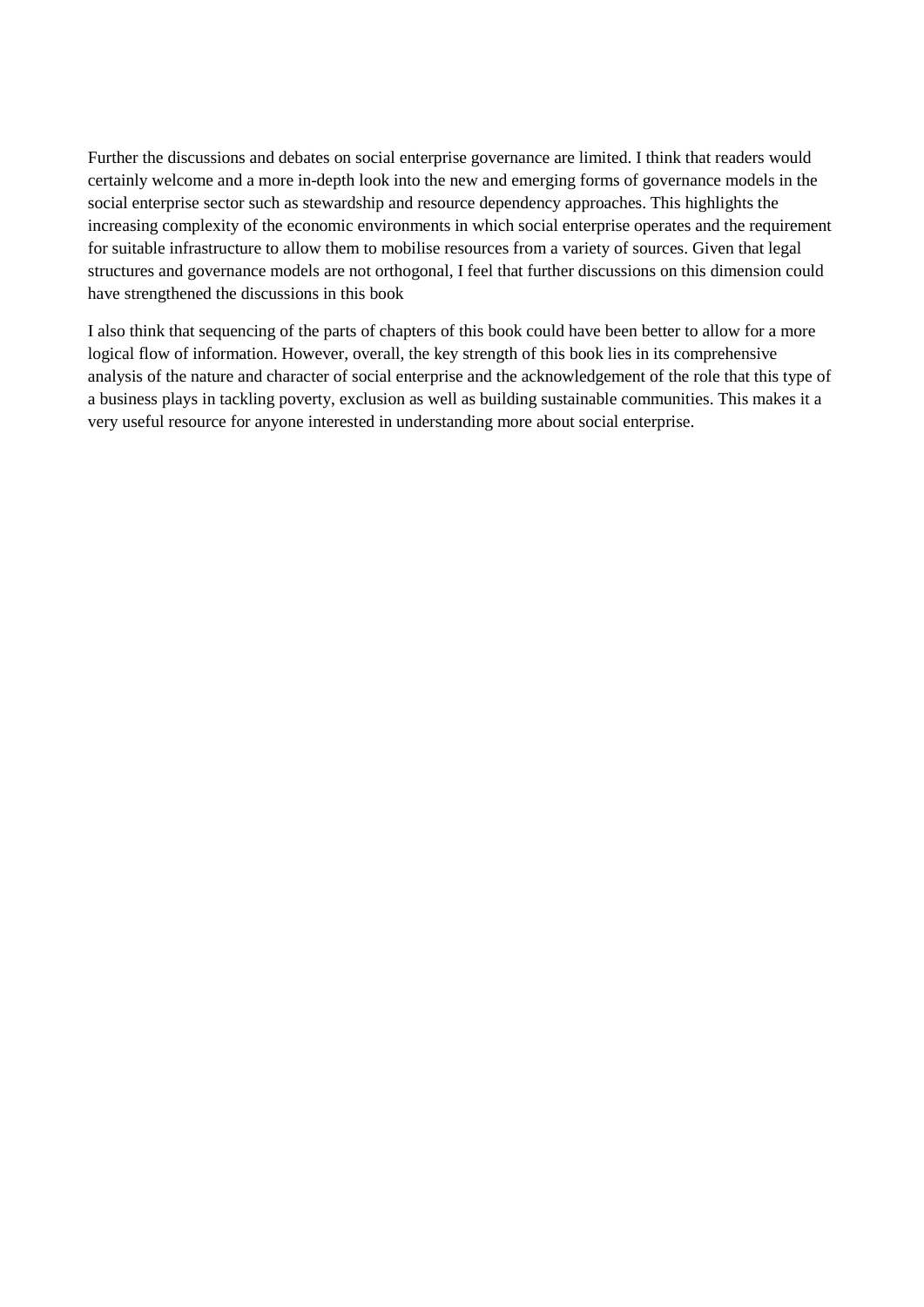Further the discussions and debates on social enterprise governance are limited. I think that readers would certainly welcome and a more in-depth look into the new and emerging forms of governance models in the social enterprise sector such as stewardship and resource dependency approaches. This highlights the increasing complexity of the economic environments in which social enterprise operates and the requirement for suitable infrastructure to allow them to mobilise resources from a variety of sources. Given that legal structures and governance models are not orthogonal, I feel that further discussions on this dimension could have strengthened the discussions in this book

I also think that sequencing of the parts of chapters of this book could have been better to allow for a more logical flow of information. However, overall, the key strength of this book lies in its comprehensive analysis of the nature and character of social enterprise and the acknowledgement of the role that this type of a business plays in tackling poverty, exclusion as well as building sustainable communities. This makes it a very useful resource for anyone interested in understanding more about social enterprise.